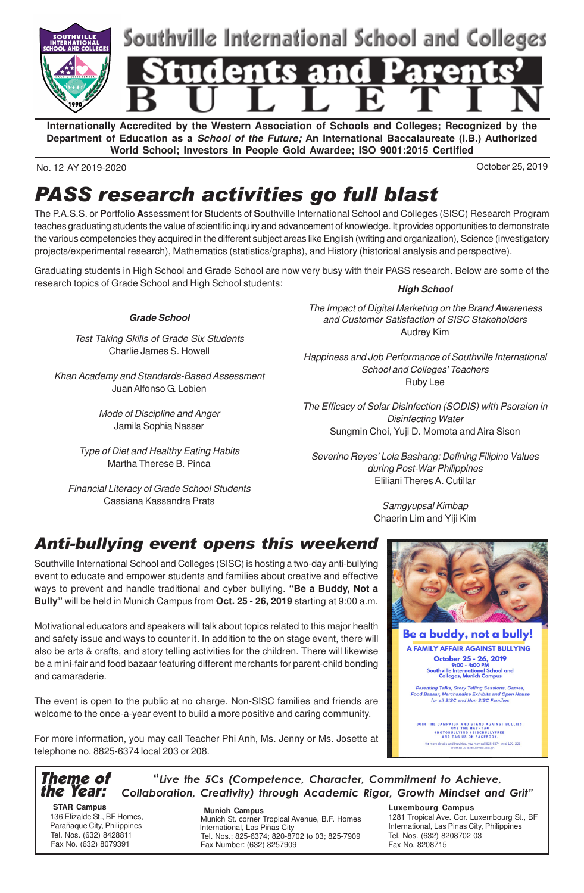# Southville International School and Colleges

# Students and Parents' BULLETIN

**Internationally Accredited by the Western Association of Schools and Colleges; Recognized by the Department of Education as a *School of the Future;* An International Baccalaureate (I.B.) Authorized World School; Investors in People Gold Awardee; ISO 9001:2015 Certified**

No. 12 AY 2019-2020

October 25, 2019

## *PASS research activities go full blast*

The P.A.S.S. or **P**ortfolio **A**ssessment for **S**tudents of **S**outhville International School and Colleges (SISC) Research Program teaches graduating students the value of scientific inquiry and advancement of knowledge. It provides opportunities to demonstrate the various competencies they acquired in the different subject areas like English (writing and organization), Science (investigatory projects/experimental research), Mathematics (statistics/graphs), and History (historical analysis and perspective).

Graduating students in High School and Grade School are now very busy with their PASS research. Below are some of the research topics of Grade School and High School students:

***Grade School***

*Test Taking Skills of Grade Six Students*
Charlie James S. Howell

*Khan Academy and Standards-Based Assessment*
Juan Alfonso G. Lobien

*Mode of Discipline and Anger*
Jamila Sophia Nasser

*Type of Diet and Healthy Eating Habits*
Martha Therese B. Pinca

*Financial Literacy of Grade School Students*
Cassiana Kassandra Prats

***High School***

*The Impact of Digital Marketing on the Brand Awareness and Customer Satisfaction of SISC Stakeholders*
Audrey Kim

*Happiness and Job Performance of Southville International School and Colleges' Teachers*
Ruby Lee

*The Efficacy of Solar Disinfection (SODIS) with Psoralen in Disinfecting Water*
Sungmin Choi, Yuji D. Momota and Aira Sison

*Severino Reyes' Lola Bashang: Defining Filipino Values during Post-War Philippines*
Eliliani Theres A. Cutillar

*Samgyupsal Kimbap*
Chaerin Lim and Yiji Kim

## *Anti-bullying event opens this weekend*

Southville International School and Colleges (SISC) is hosting a two-day anti-bullying event to educate and empower students and families about creative and effective ways to prevent and handle traditional and cyber bullying. **"Be a Buddy, Not a Bully"** will be held in Munich Campus from **Oct. 25 - 26, 2019** starting at 9:00 a.m.

Motivational educators and speakers will talk about topics related to this major health and safety issue and ways to counter it. In addition to the on stage event, there will also be arts & crafts, and story telling activities for the children. There will likewise be a mini-fair and food bazaar featuring different merchants for parent-child bonding and camaraderie.

The event is open to the public at no charge. Non-SISC families and friends are welcome to the once-a-year event to build a more positive and caring community.

For more information, you may call Teacher Phi Anh, Ms. Jenny or Ms. Josette at telephone no. 8825-6374 local 203 or 208.

**Be a buddy, not a bully!**
**A FAMILY AFFAIR AGAINST BULLYING**
**October 25 - 26, 2019**
9:00 - 4:00 PM
Southville International School and Colleges, Munich Campus

*Parenting Talks, Story Telling Sessions, Games, Food Bazaar, Merchandise Exhibits and Open House for all SISC and Non SISC Families*

JOIN THE CAMPAIGN AND STAND AGAINST BULLIES. USE THE HASHTAG #NOTOBULLYING #SISCBULLYFREE AND TAG US ON FACEBOOK.

for more details and inquiries, you may call 825-6374 local 100, 203 or email us at southville.edu.ph

---

**Theme of the Year:** *"Live the 5Cs (Competence, Character, Commitment to Achieve, Collaboration, Creativity) through Academic Rigor, Growth Mindset and Grit"*

**STAR Campus**
136 Elizalde St., BF Homes, Parañaque City, Philippines
Tel. Nos. (632) 8428811
Fax No. (632) 8079391

**Munich Campus**
Munich St. corner Tropical Avenue, B.F. Homes International, Las Piñas City
Tel. Nos.: 825-6374; 820-8702 to 03; 825-7909
Fax Number: (632) 8257909

**Luxembourg Campus**
1281 Tropical Ave. Cor. Luxembourg St., BF International, Las Pinas City, Philippines
Tel. Nos. (632) 8208702-03
Fax No. 8208715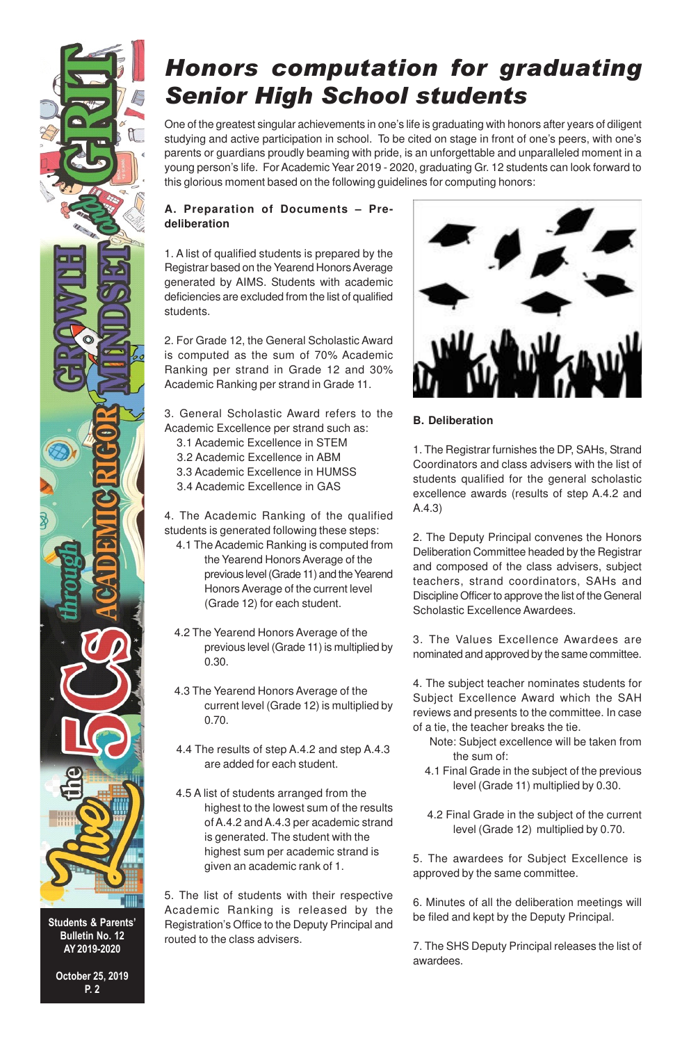# Honors computation for graduating Senior High School students

One of the greatest singular achievements in one's life is graduating with honors after years of diligent studying and active participation in school. To be cited on stage in front of one's peers, with one's parents or guardians proudly beaming with pride, is an unforgettable and unparalleled moment in a young person's life. For Academic Year 2019 - 2020, graduating Gr. 12 students can look forward to this glorious moment based on the following guidelines for computing honors:

## A. Preparation of Documents – Pre-deliberation

1. A list of qualified students is prepared by the Registrar based on the Yearend Honors Average generated by AIMS. Students with academic deficiencies are excluded from the list of qualified students.

2. For Grade 12, the General Scholastic Award is computed as the sum of 70% Academic Ranking per strand in Grade 12 and 30% Academic Ranking per strand in Grade 11.

3. General Scholastic Award refers to the Academic Excellence per strand such as:
   - 3.1 Academic Excellence in STEM
   - 3.2 Academic Excellence in ABM
   - 3.3 Academic Excellence in HUMSS
   - 3.4 Academic Excellence in GAS

4. The Academic Ranking of the qualified students is generated following these steps:
   - 4.1 The Academic Ranking is computed from the Yearend Honors Average of the previous level (Grade 11) and the Yearend Honors Average of the current level (Grade 12) for each student.
   - 4.2 The Yearend Honors Average of the previous level (Grade 11) is multiplied by 0.30.
   - 4.3 The Yearend Honors Average of the current level (Grade 12) is multiplied by 0.70.
   - 4.4 The results of step A.4.2 and step A.4.3 are added for each student.
   - 4.5 A list of students arranged from the highest to the lowest sum of the results of A.4.2 and A.4.3 per academic strand is generated. The student with the highest sum per academic strand is given an academic rank of 1.

5. The list of students with their respective Academic Ranking is released by the Registration's Office to the Deputy Principal and routed to the class advisers.

## B. Deliberation

1. The Registrar furnishes the DP, SAHs, Strand Coordinators and class advisers with the list of students qualified for the general scholastic excellence awards (results of step A.4.2 and A.4.3)

2. The Deputy Principal convenes the Honors Deliberation Committee headed by the Registrar and composed of the class advisers, subject teachers, strand coordinators, SAHs and Discipline Officer to approve the list of the General Scholastic Excellence Awardees.

3. The Values Excellence Awardees are nominated and approved by the same committee.

4. The subject teacher nominates students for Subject Excellence Award which the SAH reviews and presents to the committee. In case of a tie, the teacher breaks the tie.

   Note: Subject excellence will be taken from the sum of:
   - 4.1 Final Grade in the subject of the previous level (Grade 11) multiplied by 0.30.
   - 4.2 Final Grade in the subject of the current level (Grade 12) multiplied by 0.70.

5. The awardees for Subject Excellence is approved by the same committee.

6. Minutes of all the deliberation meetings will be filed and kept by the Deputy Principal.

7. The SHS Deputy Principal releases the list of awardees.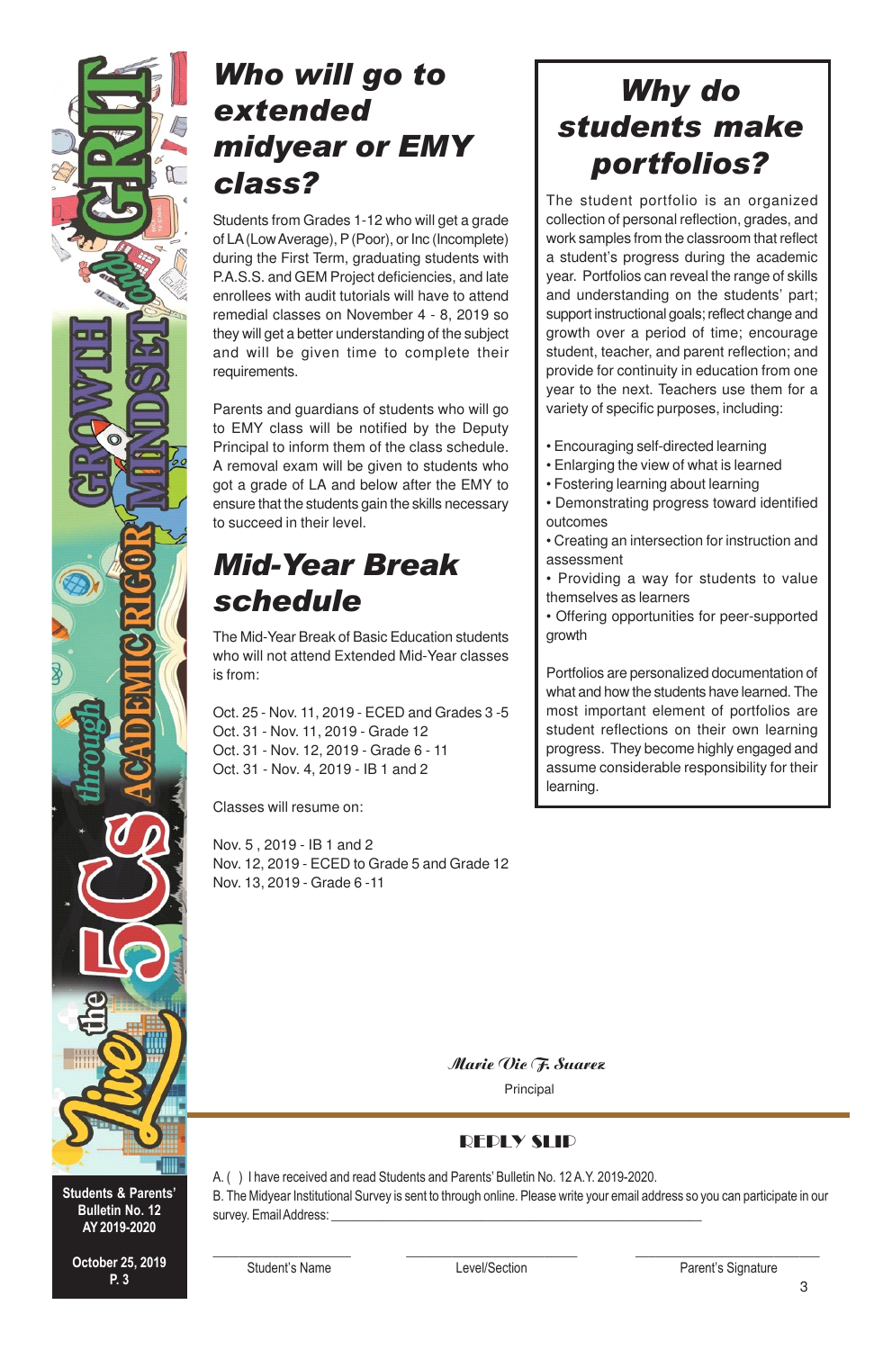## Who will go to extended midyear or EMY class?

Students from Grades 1-12 who will get a grade of LA (Low Average), P (Poor), or Inc (Incomplete) during the First Term, graduating students with P.A.S.S. and GEM Project deficiencies, and late enrollees with audit tutorials will have to attend remedial classes on November 4 - 8, 2019 so they will get a better understanding of the subject and will be given time to complete their requirements.

Parents and guardians of students who will go to EMY class will be notified by the Deputy Principal to inform them of the class schedule. A removal exam will be given to students who got a grade of LA and below after the EMY to ensure that the students gain the skills necessary to succeed in their level.

## Mid-Year Break schedule

The Mid-Year Break of Basic Education students who will not attend Extended Mid-Year classes is from:

Oct. 25 - Nov. 11, 2019 - ECED and Grades 3 -5
Oct. 31 - Nov. 11, 2019 - Grade 12
Oct. 31 - Nov. 12, 2019 - Grade 6 - 11
Oct. 31 - Nov. 4, 2019 - IB 1 and 2

Classes will resume on:

Nov. 5 , 2019 - IB 1 and 2
Nov. 12, 2019 - ECED to Grade 5 and Grade 12
Nov. 13, 2019 - Grade 6 -11

## Why do students make portfolios?

The student portfolio is an organized collection of personal reflection, grades, and work samples from the classroom that reflect a student's progress during the academic year. Portfolios can reveal the range of skills and understanding on the students' part; support instructional goals; reflect change and growth over a period of time; encourage student, teacher, and parent reflection; and provide for continuity in education from one year to the next. Teachers use them for a variety of specific purposes, including:

- Encouraging self-directed learning
- Enlarging the view of what is learned
- Fostering learning about learning
- Demonstrating progress toward identified outcomes
- Creating an intersection for instruction and assessment
- Providing a way for students to value themselves as learners
- Offering opportunities for peer-supported growth

Portfolios are personalized documentation of what and how the students have learned. The most important element of portfolios are student reflections on their own learning progress. They become highly engaged and assume considerable responsibility for their learning.

*Marie Vie F. Suarez*
Principal

### REPLY SLIP

A. ( ) I have received and read Students and Parents' Bulletin No. 12 A.Y. 2019-2020.

B. The Midyear Institutional Survey is sent to through online. Please write your email address so you can participate in our survey. Email Address: ____________________________________________

______________________ ______________________ ______________________
Student's Name Level/Section Parent's Signature

Live the 5Cs through ACADEMIC RIGOR and GROWTH MINDSET GRIT

**Students & Parents' Bulletin No. 12 AY 2019-2020**

**October 25, 2019**